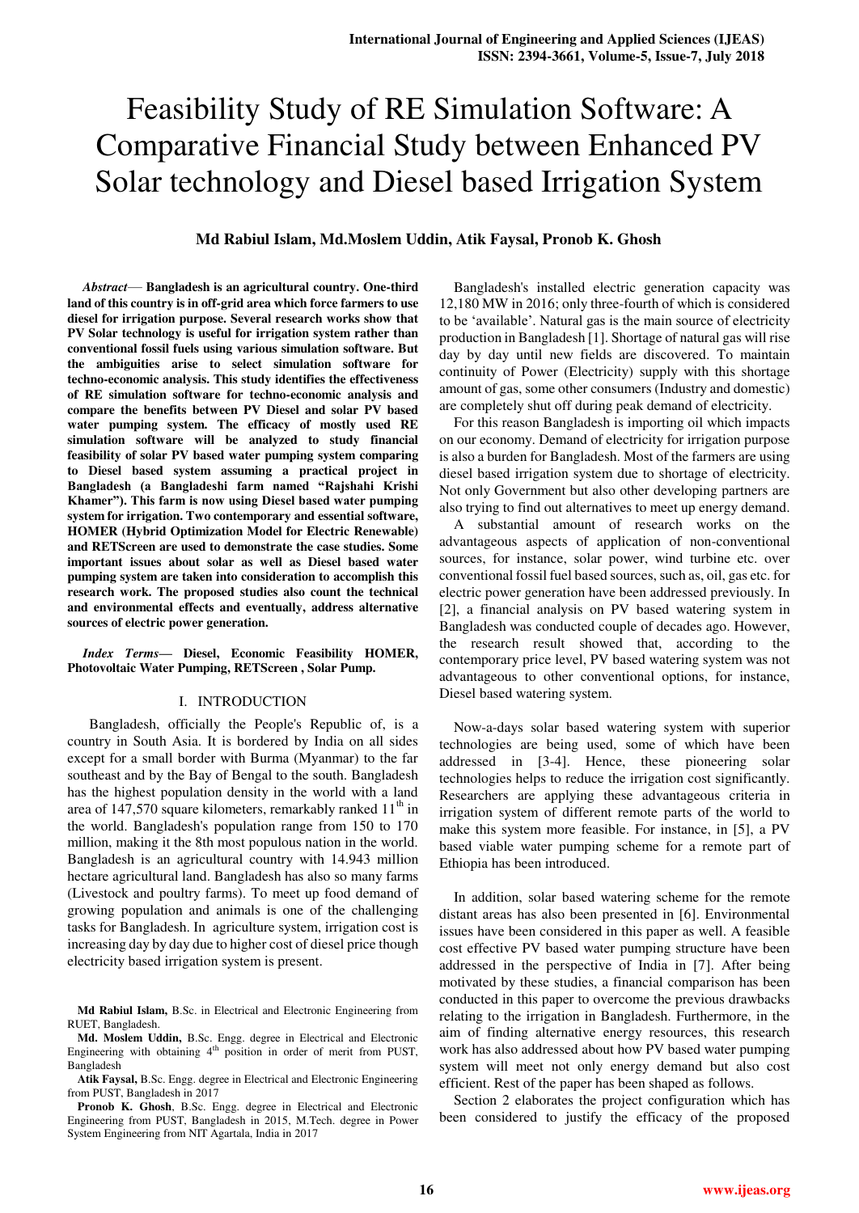# Feasibility Study of RE Simulation Software: A Comparative Financial Study between Enhanced PV Solar technology and Diesel based Irrigation System

**Md Rabiul Islam, Md.Moslem Uddin, Atik Faysal, Pronob K. Ghosh**

*Abstract*— **Bangladesh is an agricultural country. One-third land of this country is in off-grid area which force farmers to use diesel for irrigation purpose. Several research works show that PV Solar technology is useful for irrigation system rather than conventional fossil fuels using various simulation software. But the ambiguities arise to select simulation software for techno-economic analysis. This study identifies the effectiveness of RE simulation software for techno-economic analysis and compare the benefits between PV Diesel and solar PV based water pumping system. The efficacy of mostly used RE simulation software will be analyzed to study financial feasibility of solar PV based water pumping system comparing to Diesel based system assuming a practical project in Bangladesh (a Bangladeshi farm named "Rajshahi Krishi Khamer"). This farm is now using Diesel based water pumping system for irrigation. Two contemporary and essential software, HOMER (Hybrid Optimization Model for Electric Renewable) and RETScreen are used to demonstrate the case studies. Some important issues about solar as well as Diesel based water pumping system are taken into consideration to accomplish this research work. The proposed studies also count the technical and environmental effects and eventually, address alternative sources of electric power generation.**

*Index Terms*— **Diesel, Economic Feasibility HOMER, Photovoltaic Water Pumping, RETScreen , Solar Pump.**

## I. INTRODUCTION

Bangladesh, officially the People's Republic of, is a country in South Asia. It is bordered by India on all sides except for a small border with Burma (Myanmar) to the far southeast and by the Bay of Bengal to the south. Bangladesh has the highest population density in the world with a land area of 147,570 square kilometers, remarkably ranked 11th in the world. Bangladesh's population range from 150 to 170 million, making it the 8th most populous nation in the world. Bangladesh is an agricultural country with 14.943 million hectare agricultural land. Bangladesh has also so many farms (Livestock and poultry farms). To meet up food demand of growing population and animals is one of the challenging tasks for Bangladesh. In agriculture system, irrigation cost is increasing day by day due to higher cost of diesel price though electricity based irrigation system is present.

**Md Rabiul Islam,** B.Sc. in Electrical and Electronic Engineering from RUET, Bangladesh.

**Md. Moslem Uddin,** B.Sc. Engg. degree in Electrical and Electronic Engineering with obtaining 4th position in order of merit from PUST, Bangladesh

**Atik Faysal,** B.Sc. Engg. degree in Electrical and Electronic Engineering from PUST, Bangladesh in 2017

**Pronob K. Ghosh**, B.Sc. Engg. degree in Electrical and Electronic Engineering from PUST, Bangladesh in 2015, M.Tech. degree in Power System Engineering from NIT Agartala, India in 2017

Bangladesh's installed electric generation capacity was 12,180 MW in 2016; only three-fourth of which is considered to be 'available'. Natural gas is the main source of electricity production in Bangladesh [1]. Shortage of natural gas will rise day by day until new fields are discovered. To maintain continuity of Power (Electricity) supply with this shortage amount of gas, some other consumers (Industry and domestic) are completely shut off during peak demand of electricity.

For this reason Bangladesh is importing oil which impacts on our economy. Demand of electricity for irrigation purpose is also a burden for Bangladesh. Most of the farmers are using diesel based irrigation system due to shortage of electricity. Not only Government but also other developing partners are also trying to find out alternatives to meet up energy demand.

A substantial amount of research works on the advantageous aspects of application of non-conventional sources, for instance, solar power, wind turbine etc. over conventional fossil fuel based sources, such as, oil, gas etc. for electric power generation have been addressed previously. In [2], a financial analysis on PV based watering system in Bangladesh was conducted couple of decades ago. However, the research result showed that, according to the contemporary price level, PV based watering system was not advantageous to other conventional options, for instance, Diesel based watering system.

Now-a-days solar based watering system with superior technologies are being used, some of which have been addressed in [3-4]. Hence, these pioneering solar technologies helps to reduce the irrigation cost significantly. Researchers are applying these advantageous criteria in irrigation system of different remote parts of the world to make this system more feasible. For instance, in [5], a PV based viable water pumping scheme for a remote part of Ethiopia has been introduced.

In addition, solar based watering scheme for the remote distant areas has also been presented in [6]. Environmental issues have been considered in this paper as well. A feasible cost effective PV based water pumping structure have been addressed in the perspective of India in [7]. After being motivated by these studies, a financial comparison has been conducted in this paper to overcome the previous drawbacks relating to the irrigation in Bangladesh. Furthermore, in the aim of finding alternative energy resources, this research work has also addressed about how PV based water pumping system will meet not only energy demand but also cost efficient. Rest of the paper has been shaped as follows.

Section 2 elaborates the project configuration which has been considered to justify the efficacy of the proposed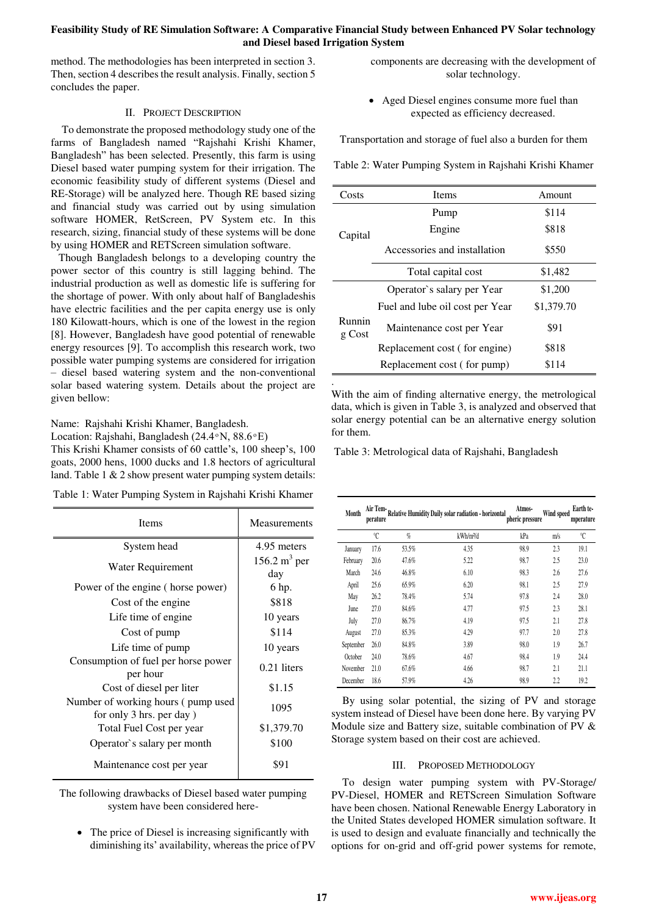method. The methodologies has been interpreted in section 3. Then, section 4 describes the result analysis. Finally, section 5 concludes the paper.

## II. Project Description

To demonstrate the proposed methodology study one of the farms of Bangladesh named "Rajshahi Krishi Khamer, Bangladesh" has been selected. Presently, this farm is using Diesel based water pumping system for their irrigation. The economic feasibility study of different systems (Diesel and RE-Storage) will be analyzed here. Though RE based sizing and financial study was carried out by using simulation software HOMER, RetScreen, PV System etc. In this research, sizing, financial study of these systems will be done by using HOMER and RETScreen simulation software.

Though Bangladesh belongs to a developing country the power sector of this country is still lagging behind. The industrial production as well as domestic life is suffering for the shortage of power. With only about half of Bangladeshis have electric facilities and the per capita energy use is only 180 Kilowatt-hours, which is one of the lowest in the region [8]. However, Bangladesh have good potential of renewable energy resources [9]. To accomplish this research work, two possible water pumping systems are considered for irrigation – diesel based watering system and the non-conventional solar based watering system. Details about the project are given bellow:

Name: Rajshahi Krishi Khamer, Bangladesh.
Location: Rajshahi, Bangladesh (24.4°N, 88.6°E)
This Krishi Khamer consists of 60 cattle's, 100 sheep's, 100 goats, 2000 hens, 1000 ducks and 1.8 hectors of agricultural land. Table 1 & 2 show present water pumping system details:

Table 1: Water Pumping System in Rajshahi Krishi Khamer

| Items | Measurements |
|---|---|
| System head | 4.95 meters |
| Water Requirement | 156.2 $m^3$ per day |
| Power of the engine ( horse power) | 6 hp. |
| Cost of the engine | $818 |
| Life time of engine | 10 years |
| Cost of pump | $114 |
| Life time of pump | 10 years |
| Consumption of fuel per horse power per hour | 0.21 liters |
| Cost of diesel per liter | $1.15 |
| Number of working hours ( pump used for only 3 hrs. per day ) | 1095 |
| Total Fuel Cost per year | $1,379.70 |
| Operator`s salary per month | $100 |
| Maintenance cost per year | $91 |

The following drawbacks of Diesel based water pumping system have been considered here-

- The price of Diesel is increasing significantly with diminishing its' availability, whereas the price of PV components are decreasing with the development of solar technology.
- Aged Diesel engines consume more fuel than expected as efficiency decreased.

Transportation and storage of fuel also a burden for them

Table 2: Water Pumping System in Rajshahi Krishi Khamer

| Costs | Items | Amount |
|---|---|---|
| Capital | Pump | $114 |
| | Engine | $818 |
| | Accessories and installation | $550 |
| | Total capital cost | $1,482 |
| Running Cost | Operator`s salary per Year | $1,200 |
| | Fuel and lube oil cost per Year | $1,379.70 |
| | Maintenance cost per Year | $91 |
| | Replacement cost ( for engine) | $818 |
| | Replacement cost ( for pump) | $114 |

With the aim of finding alternative energy, the metrological data, which is given in Table 3, is analyzed and observed that solar energy potential can be an alternative energy solution for them.

Table 3: Metrological data of Rajshahi, Bangladesh

| Month | Air Temperature | Relative Humidity | Daily solar radiation - horizontal | Atmospheric pressure | Wind speed | Earth temperature |
|---|---|---|---|---|---|---|
| | °C | % | kWh/m²/d | kPa | m/s | °C |
| January | 17.6 | 53.5% | 4.35 | 98.9 | 2.3 | 19.1 |
| February | 20.6 | 47.6% | 5.22 | 98.7 | 2.5 | 23.0 |
| March | 24.6 | 46.8% | 6.10 | 98.3 | 2.6 | 27.6 |
| April | 25.6 | 65.9% | 6.20 | 98.1 | 2.5 | 27.9 |
| May | 26.2 | 78.4% | 5.74 | 97.8 | 2.4 | 28.0 |
| June | 27.0 | 84.6% | 4.77 | 97.5 | 2.3 | 28.1 |
| July | 27.0 | 86.7% | 4.19 | 97.5 | 2.1 | 27.8 |
| August | 27.0 | 85.3% | 4.29 | 97.7 | 2.0 | 27.8 |
| September | 26.0 | 84.8% | 3.89 | 98.0 | 1.9 | 26.7 |
| October | 24.0 | 78.6% | 4.67 | 98.4 | 1.9 | 24.4 |
| November | 21.0 | 67.6% | 4.66 | 98.7 | 2.1 | 21.1 |
| December | 18.6 | 57.9% | 4.26 | 98.9 | 2.2 | 19.2 |

By using solar potential, the sizing of PV and storage system instead of Diesel have been done here. By varying PV Module size and Battery size, suitable combination of PV & Storage system based on their cost are achieved.

## III. Proposed Methodology

To design water pumping system with PV-Storage/ PV-Diesel, HOMER and RETScreen Simulation Software have been chosen. National Renewable Energy Laboratory in the United States developed HOMER simulation software. It is used to design and evaluate financially and technically the options for on-grid and off-grid power systems for remote,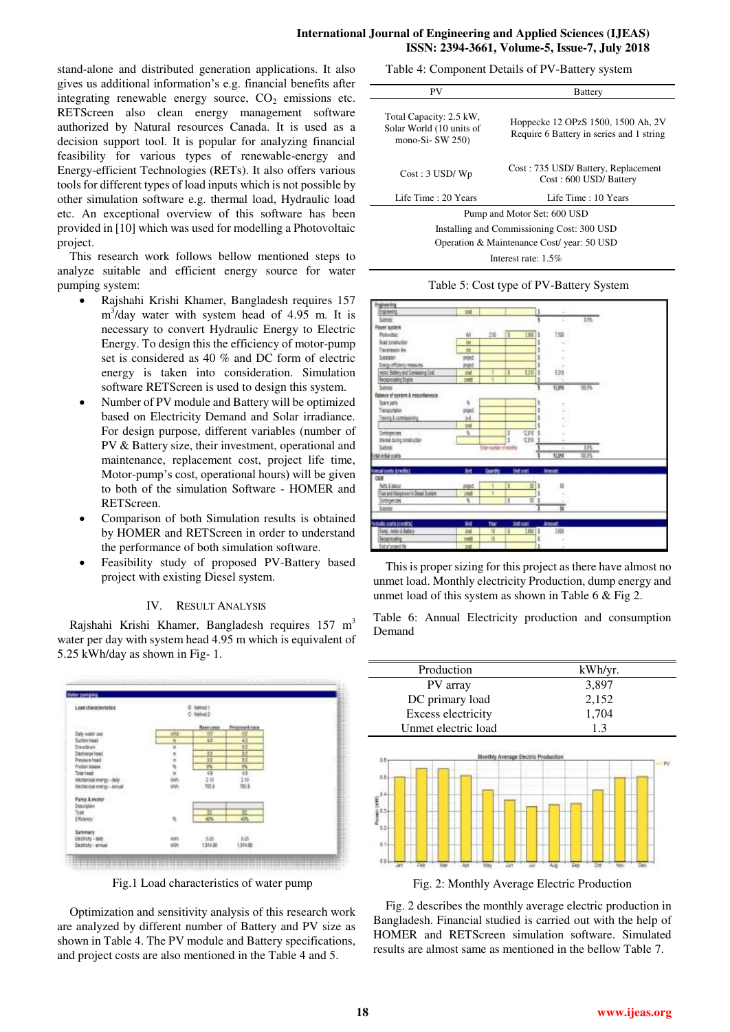stand-alone and distributed generation applications. It also gives us additional information's e.g. financial benefits after integrating renewable energy source, $CO_2$ emissions etc. RETScreen also clean energy management software authorized by Natural resources Canada. It is used as a decision support tool. It is popular for analyzing financial feasibility for various types of renewable-energy and Energy-efficient Technologies (RETs). It also offers various tools for different types of load inputs which is not possible by other simulation software e.g. thermal load, Hydraulic load etc. An exceptional overview of this software has been provided in [10] which was used for modelling a Photovoltaic project.

This research work follows bellow mentioned steps to analyze suitable and efficient energy source for water pumping system:

- Rajshahi Krishi Khamer, Bangladesh requires 157 $m^3$/day water with system head of 4.95 m. It is necessary to convert Hydraulic Energy to Electric Energy. To design this the efficiency of motor-pump set is considered as 40 % and DC form of electric energy is taken into consideration. Simulation software RETScreen is used to design this system.
- Number of PV module and Battery will be optimized based on Electricity Demand and Solar irradiance. For design purpose, different variables (number of PV & Battery size, their investment, operational and maintenance, replacement cost, project life time, Motor-pump's cost, operational hours) will be given to both of the simulation Software - HOMER and RETScreen.
- Comparison of both Simulation results is obtained by HOMER and RETScreen in order to understand the performance of both simulation software.
- Feasibility study of proposed PV-Battery based project with existing Diesel system.

## IV. Result Analysis

Rajshahi Krishi Khamer, Bangladesh requires 157 $m^3$ water per day with system head 4.95 m which is equivalent of 5.25 kWh/day as shown in Fig- 1.

Fig.1 Load characteristics of water pump

Optimization and sensitivity analysis of this research work are analyzed by different number of Battery and PV size as shown in Table 4. The PV module and Battery specifications, and project costs are also mentioned in the Table 4 and 5.

Table 4: Component Details of PV-Battery system

| PV | Battery |
|---|---|
| Total Capacity: 2.5 kW, Solar World (10 units of mono-Si- SW 250) | Hoppecke 12 OPzS 1500, 1500 Ah, 2V Require 6 Battery in series and 1 string |
| Cost : 3 USD/ Wp | Cost : 735 USD/ Battery, Replacement Cost : 600 USD/ Battery |
| Life Time : 20 Years | Life Time : 10 Years |
| Pump and Motor Set: 600 USD | |
| Installing and Commissioning Cost: 300 USD | |
| Operation & Maintenance Cost/ year: 50 USD | |
| Interest rate: 1.5% | |

Table 5: Cost type of PV-Battery System

This is proper sizing for this project as there have almost no unmet load. Monthly electricity Production, dump energy and unmet load of this system as shown in Table 6 & Fig 2.

Table 6: Annual Electricity production and consumption Demand

| Production | kWh/yr. |
|---|---|
| PV array | 3,897 |
| DC primary load | 2,152 |
| Excess electricity | 1,704 |
| Unmet electric load | 1.3 |

Monthly Average Electric Production

Fig. 2: Monthly Average Electric Production

Fig. 2 describes the monthly average electric production in Bangladesh. Financial studied is carried out with the help of HOMER and RETScreen simulation software. Simulated results are almost same as mentioned in the bellow Table 7.